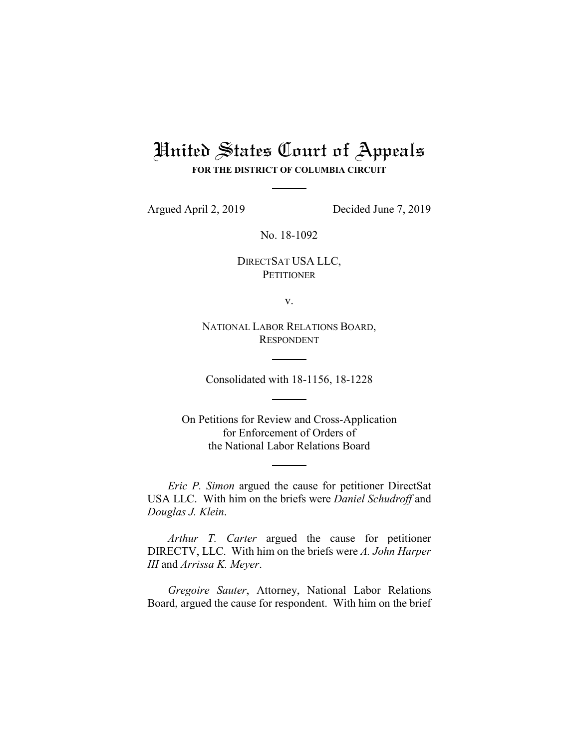# United States Court of Appeals

**FOR THE DISTRICT OF COLUMBIA CIRCUIT**

Argued April 2, 2019 Decided June 7, 2019

No. 18-1092

DIRECTSAT USA LLC,
PETITIONER

v.

NATIONAL LABOR RELATIONS BOARD,
RESPONDENT

Consolidated with 18-1156, 18-1228

On Petitions for Review and Cross-Application
for Enforcement of Orders of
the National Labor Relations Board

*Eric P. Simon* argued the cause for petitioner DirectSat USA LLC. With him on the briefs were *Daniel Schudroff* and *Douglas J. Klein*.

*Arthur T. Carter* argued the cause for petitioner DIRECTV, LLC. With him on the briefs were *A. John Harper III* and *Arrissa K. Meyer*.

*Gregoire Sauter*, Attorney, National Labor Relations Board, argued the cause for respondent. With him on the brief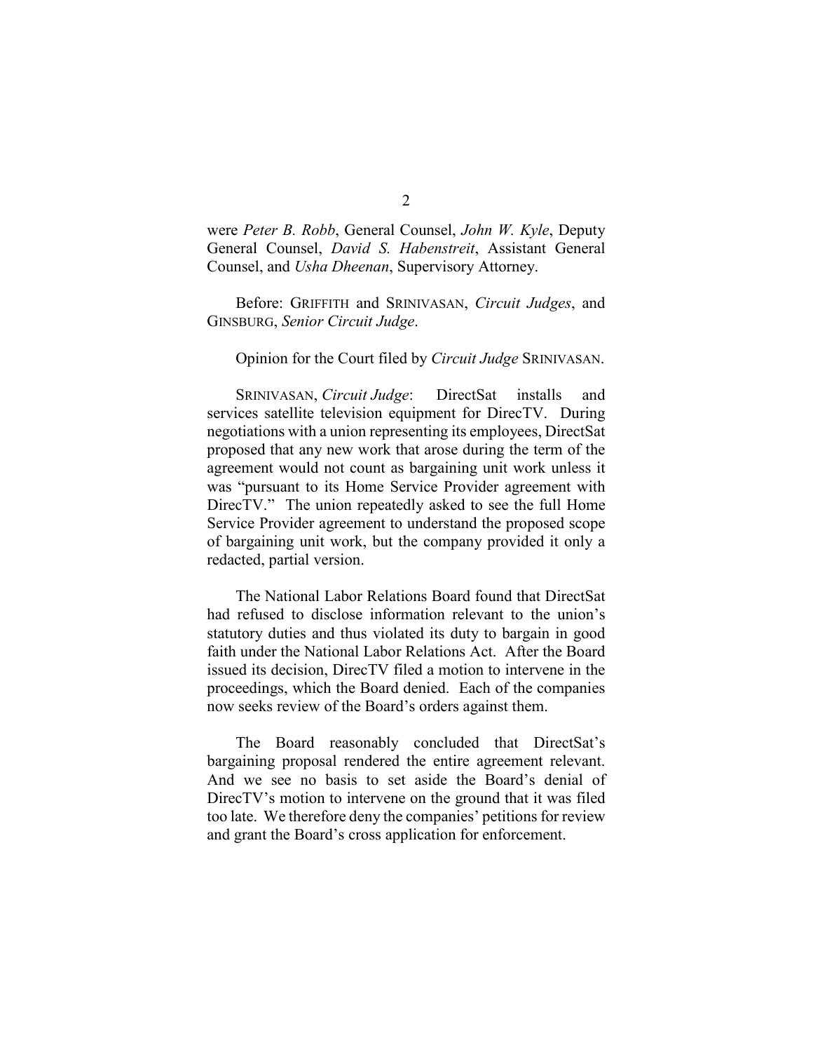were *Peter B. Robb*, General Counsel, *John W. Kyle*, Deputy General Counsel, *David S. Habenstreit*, Assistant General Counsel, and *Usha Dheenan*, Supervisory Attorney.

Before: GRIFFITH and SRINIVASAN, *Circuit Judges*, and GINSBURG, *Senior Circuit Judge*.

Opinion for the Court filed by *Circuit Judge* SRINIVASAN.

SRINIVASAN, *Circuit Judge*: DirectSat installs and services satellite television equipment for DirecTV. During negotiations with a union representing its employees, DirectSat proposed that any new work that arose during the term of the agreement would not count as bargaining unit work unless it was "pursuant to its Home Service Provider agreement with DirecTV." The union repeatedly asked to see the full Home Service Provider agreement to understand the proposed scope of bargaining unit work, but the company provided it only a redacted, partial version.

The National Labor Relations Board found that DirectSat had refused to disclose information relevant to the union's statutory duties and thus violated its duty to bargain in good faith under the National Labor Relations Act. After the Board issued its decision, DirecTV filed a motion to intervene in the proceedings, which the Board denied. Each of the companies now seeks review of the Board's orders against them.

The Board reasonably concluded that DirectSat's bargaining proposal rendered the entire agreement relevant. And we see no basis to set aside the Board's denial of DirecTV's motion to intervene on the ground that it was filed too late. We therefore deny the companies' petitions for review and grant the Board's cross application for enforcement.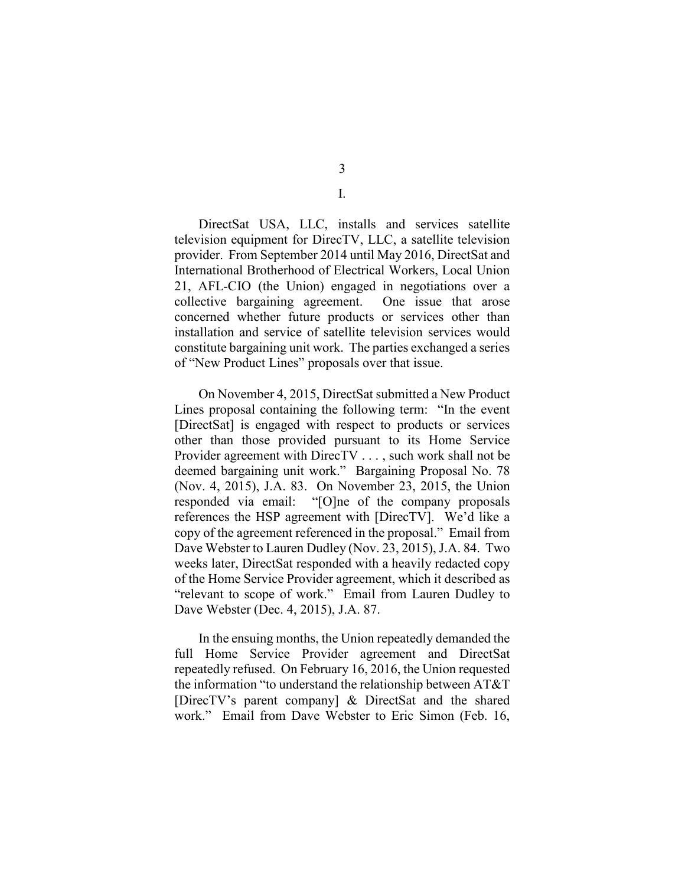# I.

DirectSat USA, LLC, installs and services satellite television equipment for DirecTV, LLC, a satellite television provider. From September 2014 until May 2016, DirectSat and International Brotherhood of Electrical Workers, Local Union 21, AFL-CIO (the Union) engaged in negotiations over a collective bargaining agreement. One issue that arose concerned whether future products or services other than installation and service of satellite television services would constitute bargaining unit work. The parties exchanged a series of "New Product Lines" proposals over that issue.

On November 4, 2015, DirectSat submitted a New Product Lines proposal containing the following term: "In the event [DirectSat] is engaged with respect to products or services other than those provided pursuant to its Home Service Provider agreement with DirecTV . . . , such work shall not be deemed bargaining unit work." Bargaining Proposal No. 78 (Nov. 4, 2015), J.A. 83. On November 23, 2015, the Union responded via email: "[O]ne of the company proposals references the HSP agreement with [DirecTV]. We'd like a copy of the agreement referenced in the proposal." Email from Dave Webster to Lauren Dudley (Nov. 23, 2015), J.A. 84. Two weeks later, DirectSat responded with a heavily redacted copy of the Home Service Provider agreement, which it described as "relevant to scope of work." Email from Lauren Dudley to Dave Webster (Dec. 4, 2015), J.A. 87.

In the ensuing months, the Union repeatedly demanded the full Home Service Provider agreement and DirectSat repeatedly refused. On February 16, 2016, the Union requested the information "to understand the relationship between AT&T [DirecTV's parent company] & DirectSat and the shared work." Email from Dave Webster to Eric Simon (Feb. 16,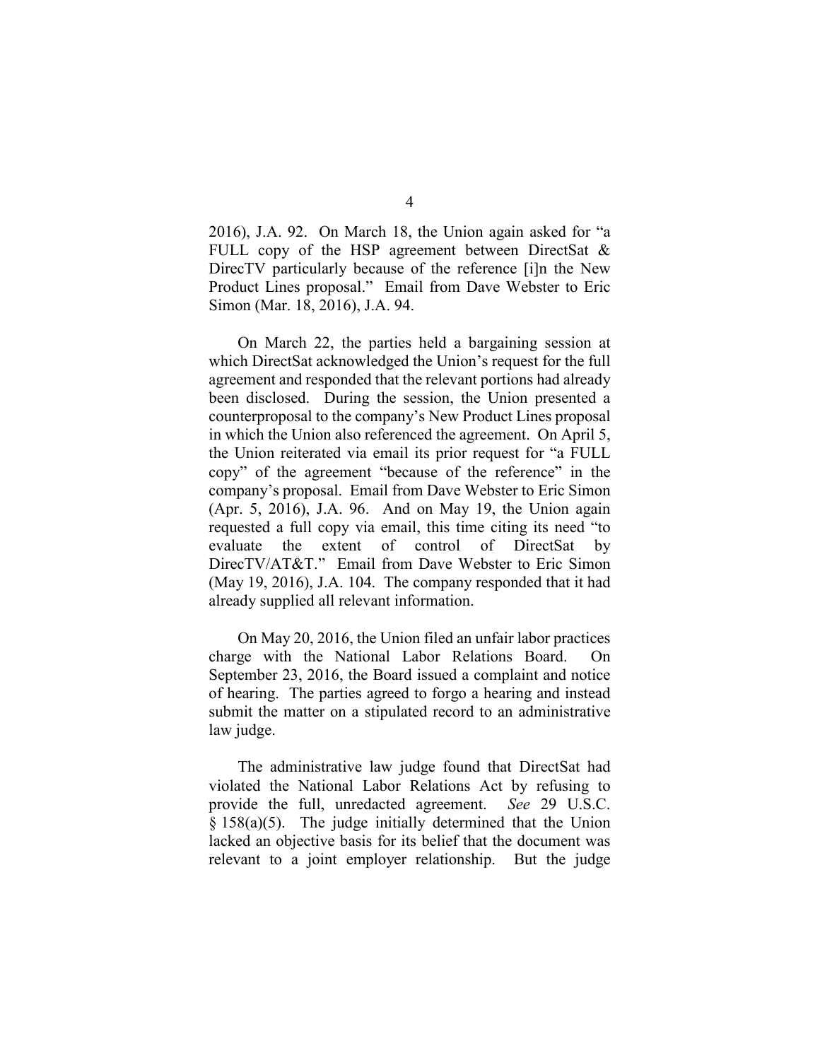2016), J.A. 92. On March 18, the Union again asked for "a FULL copy of the HSP agreement between DirectSat & DirecTV particularly because of the reference [i]n the New Product Lines proposal." Email from Dave Webster to Eric Simon (Mar. 18, 2016), J.A. 94.

On March 22, the parties held a bargaining session at which DirectSat acknowledged the Union's request for the full agreement and responded that the relevant portions had already been disclosed. During the session, the Union presented a counterproposal to the company's New Product Lines proposal in which the Union also referenced the agreement. On April 5, the Union reiterated via email its prior request for "a FULL copy" of the agreement "because of the reference" in the company's proposal. Email from Dave Webster to Eric Simon (Apr. 5, 2016), J.A. 96. And on May 19, the Union again requested a full copy via email, this time citing its need "to evaluate the extent of control of DirectSat by DirecTV/AT&T." Email from Dave Webster to Eric Simon (May 19, 2016), J.A. 104. The company responded that it had already supplied all relevant information.

On May 20, 2016, the Union filed an unfair labor practices charge with the National Labor Relations Board. On September 23, 2016, the Board issued a complaint and notice of hearing. The parties agreed to forgo a hearing and instead submit the matter on a stipulated record to an administrative law judge.

The administrative law judge found that DirectSat had violated the National Labor Relations Act by refusing to provide the full, unredacted agreement. *See* 29 U.S.C. § 158(a)(5). The judge initially determined that the Union lacked an objective basis for its belief that the document was relevant to a joint employer relationship. But the judge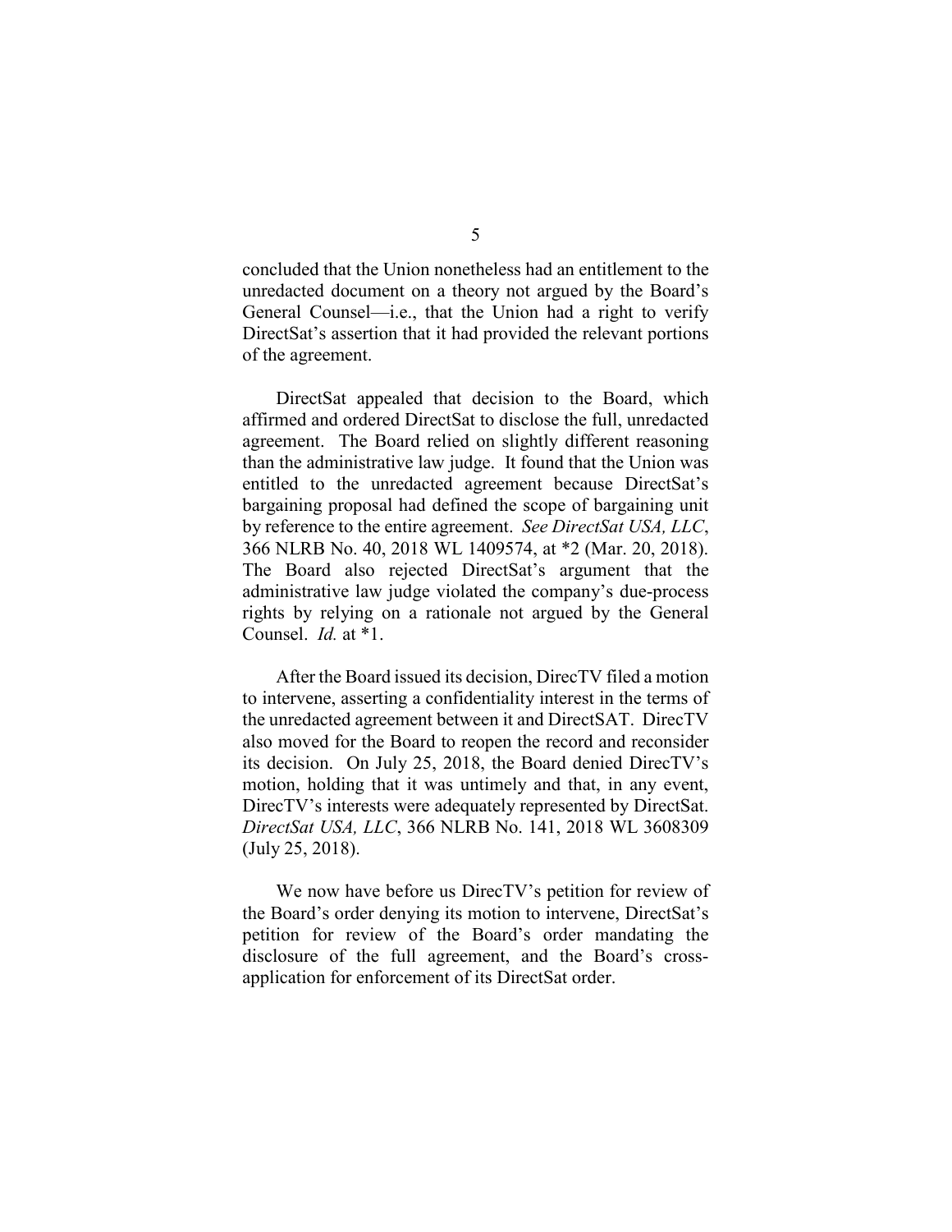concluded that the Union nonetheless had an entitlement to the unredacted document on a theory not argued by the Board's General Counsel—i.e., that the Union had a right to verify DirectSat's assertion that it had provided the relevant portions of the agreement.

DirectSat appealed that decision to the Board, which affirmed and ordered DirectSat to disclose the full, unredacted agreement. The Board relied on slightly different reasoning than the administrative law judge. It found that the Union was entitled to the unredacted agreement because DirectSat's bargaining proposal had defined the scope of bargaining unit by reference to the entire agreement. *See DirectSat USA, LLC*, 366 NLRB No. 40, 2018 WL 1409574, at *2 (Mar. 20, 2018). The Board also rejected DirectSat's argument that the administrative law judge violated the company's due-process rights by relying on a rationale not argued by the General Counsel. *Id.* at *1.

After the Board issued its decision, DirecTV filed a motion to intervene, asserting a confidentiality interest in the terms of the unredacted agreement between it and DirectSAT. DirecTV also moved for the Board to reopen the record and reconsider its decision. On July 25, 2018, the Board denied DirecTV's motion, holding that it was untimely and that, in any event, DirecTV's interests were adequately represented by DirectSat. *DirectSat USA, LLC*, 366 NLRB No. 141, 2018 WL 3608309 (July 25, 2018).

We now have before us DirecTV's petition for review of the Board's order denying its motion to intervene, DirectSat's petition for review of the Board's order mandating the disclosure of the full agreement, and the Board's cross-application for enforcement of its DirectSat order.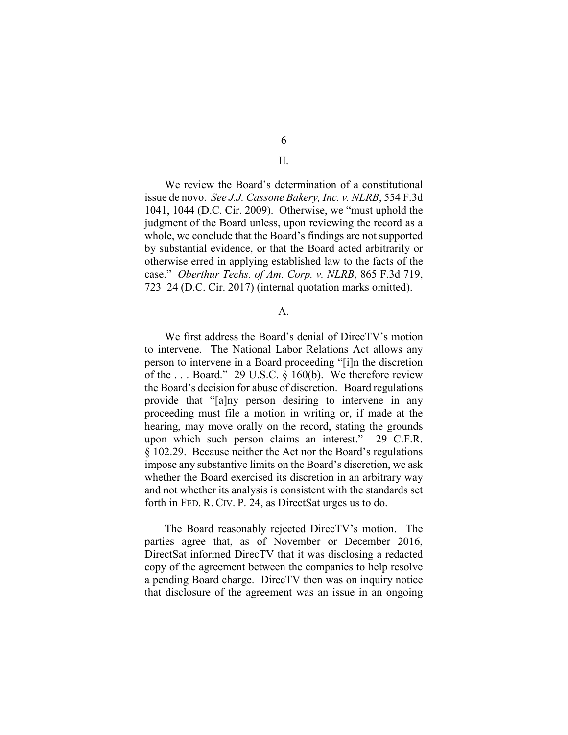## II.

We review the Board's determination of a constitutional issue de novo. *See J.J. Cassone Bakery, Inc. v. NLRB*, 554 F.3d 1041, 1044 (D.C. Cir. 2009). Otherwise, we "must uphold the judgment of the Board unless, upon reviewing the record as a whole, we conclude that the Board's findings are not supported by substantial evidence, or that the Board acted arbitrarily or otherwise erred in applying established law to the facts of the case." *Oberthur Techs. of Am. Corp. v. NLRB*, 865 F.3d 719, 723–24 (D.C. Cir. 2017) (internal quotation marks omitted).

### A.

We first address the Board's denial of DirecTV's motion to intervene. The National Labor Relations Act allows any person to intervene in a Board proceeding "[i]n the discretion of the . . . Board." 29 U.S.C. § 160(b). We therefore review the Board's decision for abuse of discretion. Board regulations provide that "[a]ny person desiring to intervene in any proceeding must file a motion in writing or, if made at the hearing, may move orally on the record, stating the grounds upon which such person claims an interest." 29 C.F.R. § 102.29. Because neither the Act nor the Board's regulations impose any substantive limits on the Board's discretion, we ask whether the Board exercised its discretion in an arbitrary way and not whether its analysis is consistent with the standards set forth in FED. R. CIV. P. 24, as DirectSat urges us to do.

The Board reasonably rejected DirecTV's motion. The parties agree that, as of November or December 2016, DirectSat informed DirecTV that it was disclosing a redacted copy of the agreement between the companies to help resolve a pending Board charge. DirecTV then was on inquiry notice that disclosure of the agreement was an issue in an ongoing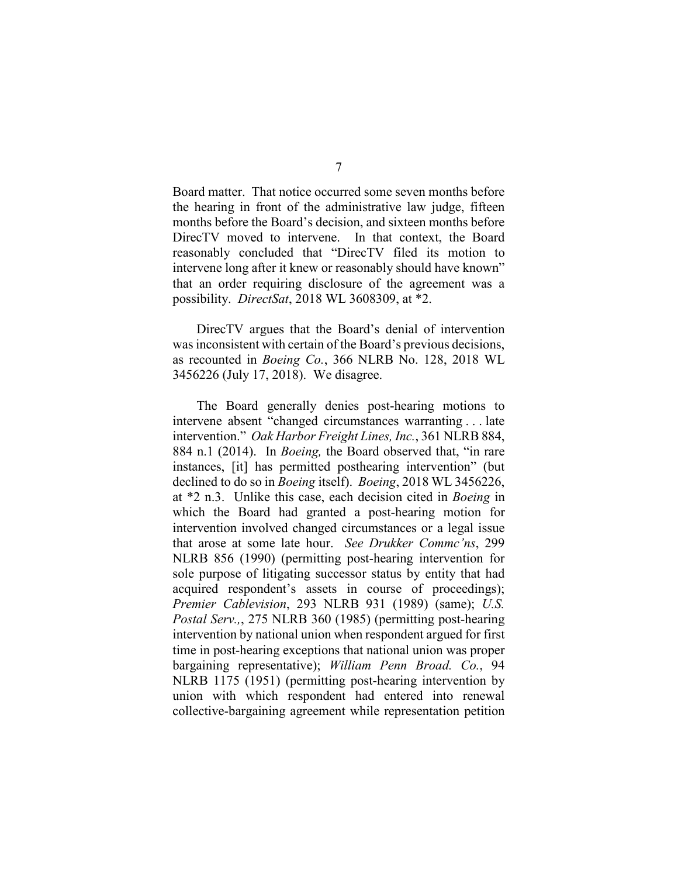Board matter. That notice occurred some seven months before the hearing in front of the administrative law judge, fifteen months before the Board's decision, and sixteen months before DirecTV moved to intervene. In that context, the Board reasonably concluded that "DirecTV filed its motion to intervene long after it knew or reasonably should have known" that an order requiring disclosure of the agreement was a possibility. *DirectSat*, 2018 WL 3608309, at *2.

DirecTV argues that the Board's denial of intervention was inconsistent with certain of the Board's previous decisions, as recounted in *Boeing Co.*, 366 NLRB No. 128, 2018 WL 3456226 (July 17, 2018). We disagree.

The Board generally denies post-hearing motions to intervene absent "changed circumstances warranting . . . late intervention." *Oak Harbor Freight Lines, Inc.*, 361 NLRB 884, 884 n.1 (2014). In *Boeing,* the Board observed that, "in rare instances, [it] has permitted posthearing intervention" (but declined to do so in *Boeing* itself). *Boeing*, 2018 WL 3456226, at *2 n.3. Unlike this case, each decision cited in *Boeing* in which the Board had granted a post-hearing motion for intervention involved changed circumstances or a legal issue that arose at some late hour. *See Drukker Commc'ns*, 299 NLRB 856 (1990) (permitting post-hearing intervention for sole purpose of litigating successor status by entity that had acquired respondent's assets in course of proceedings); *Premier Cablevision*, 293 NLRB 931 (1989) (same); *U.S. Postal Serv.,*, 275 NLRB 360 (1985) (permitting post-hearing intervention by national union when respondent argued for first time in post-hearing exceptions that national union was proper bargaining representative); *William Penn Broad. Co.*, 94 NLRB 1175 (1951) (permitting post-hearing intervention by union with which respondent had entered into renewal collective-bargaining agreement while representation petition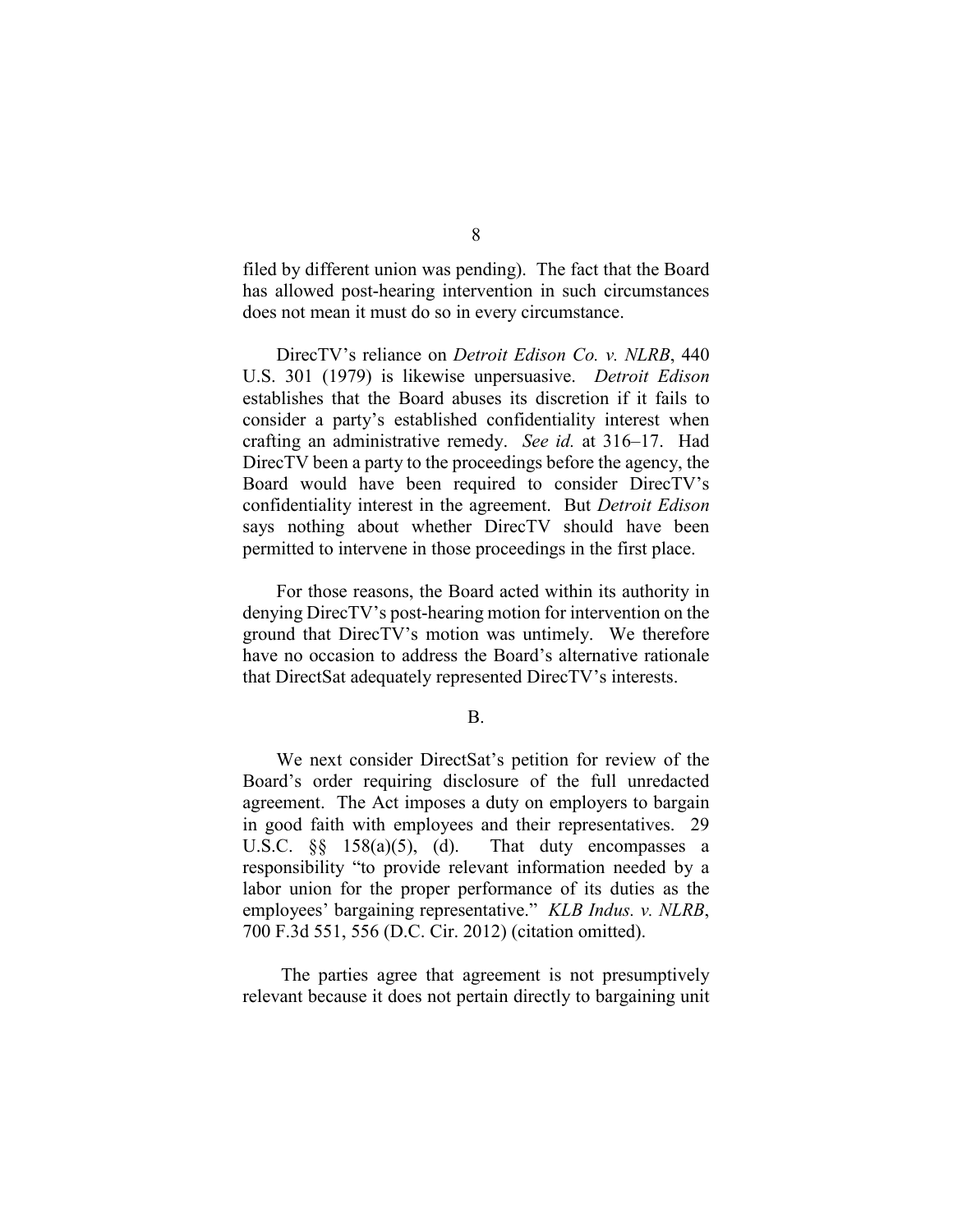filed by different union was pending). The fact that the Board has allowed post-hearing intervention in such circumstances does not mean it must do so in every circumstance.

DirecTV's reliance on *Detroit Edison Co. v. NLRB*, 440 U.S. 301 (1979) is likewise unpersuasive. *Detroit Edison* establishes that the Board abuses its discretion if it fails to consider a party's established confidentiality interest when crafting an administrative remedy. *See id.* at 316–17. Had DirecTV been a party to the proceedings before the agency, the Board would have been required to consider DirecTV's confidentiality interest in the agreement. But *Detroit Edison* says nothing about whether DirecTV should have been permitted to intervene in those proceedings in the first place.

For those reasons, the Board acted within its authority in denying DirecTV's post-hearing motion for intervention on the ground that DirecTV's motion was untimely. We therefore have no occasion to address the Board's alternative rationale that DirectSat adequately represented DirecTV's interests.

B.

We next consider DirectSat's petition for review of the Board's order requiring disclosure of the full unredacted agreement. The Act imposes a duty on employers to bargain in good faith with employees and their representatives. 29 U.S.C. §§ 158(a)(5), (d). That duty encompasses a responsibility "to provide relevant information needed by a labor union for the proper performance of its duties as the employees' bargaining representative." *KLB Indus. v. NLRB*, 700 F.3d 551, 556 (D.C. Cir. 2012) (citation omitted).

The parties agree that agreement is not presumptively relevant because it does not pertain directly to bargaining unit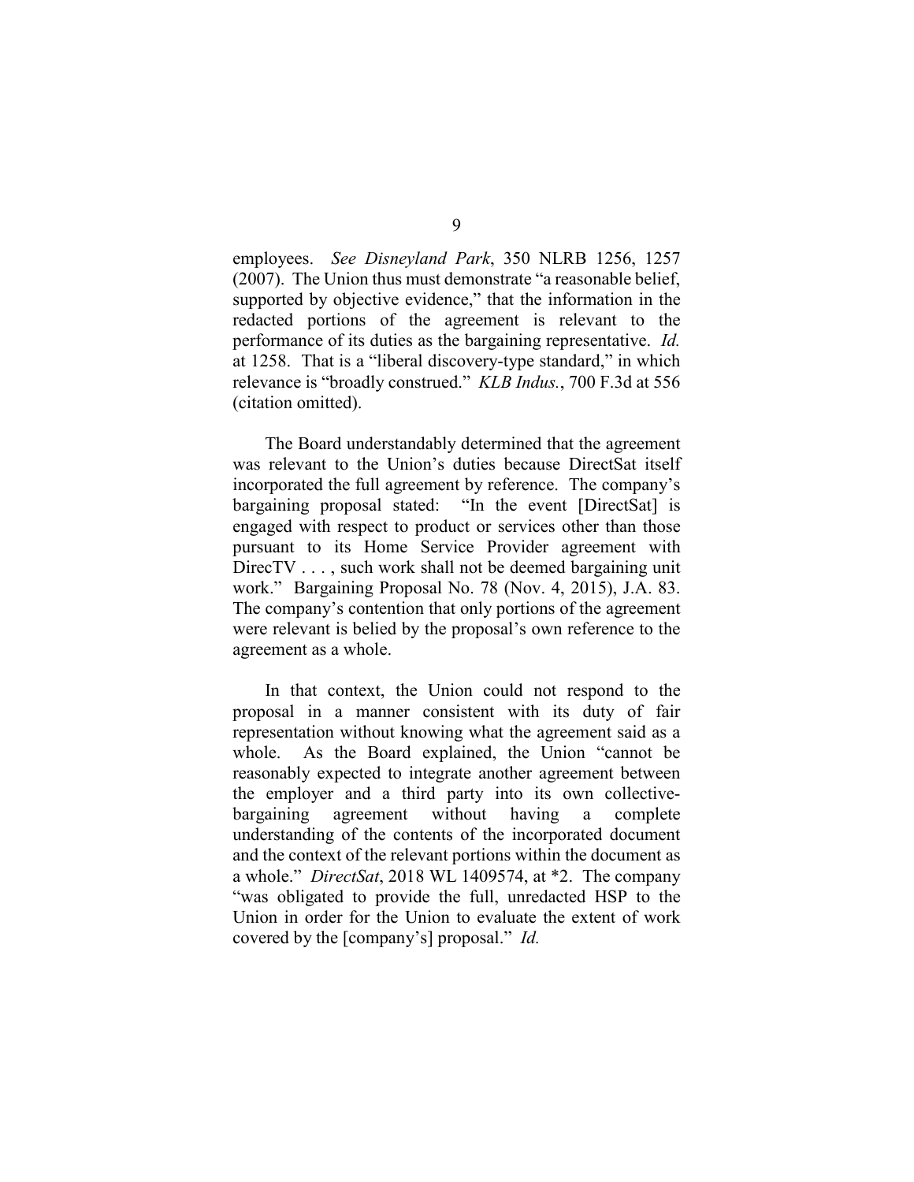employees. *See Disneyland Park*, 350 NLRB 1256, 1257 (2007). The Union thus must demonstrate "a reasonable belief, supported by objective evidence," that the information in the redacted portions of the agreement is relevant to the performance of its duties as the bargaining representative. *Id.* at 1258. That is a "liberal discovery-type standard," in which relevance is "broadly construed." *KLB Indus.*, 700 F.3d at 556 (citation omitted).

The Board understandably determined that the agreement was relevant to the Union's duties because DirectSat itself incorporated the full agreement by reference. The company's bargaining proposal stated: "In the event [DirectSat] is engaged with respect to product or services other than those pursuant to its Home Service Provider agreement with DirecTV . . . , such work shall not be deemed bargaining unit work." Bargaining Proposal No. 78 (Nov. 4, 2015), J.A. 83. The company's contention that only portions of the agreement were relevant is belied by the proposal's own reference to the agreement as a whole.

In that context, the Union could not respond to the proposal in a manner consistent with its duty of fair representation without knowing what the agreement said as a whole. As the Board explained, the Union "cannot be reasonably expected to integrate another agreement between the employer and a third party into its own collective-bargaining agreement without having a complete understanding of the contents of the incorporated document and the context of the relevant portions within the document as a whole." *DirectSat*, 2018 WL 1409574, at *2. The company "was obligated to provide the full, unredacted HSP to the Union in order for the Union to evaluate the extent of work covered by the [company's] proposal." *Id.*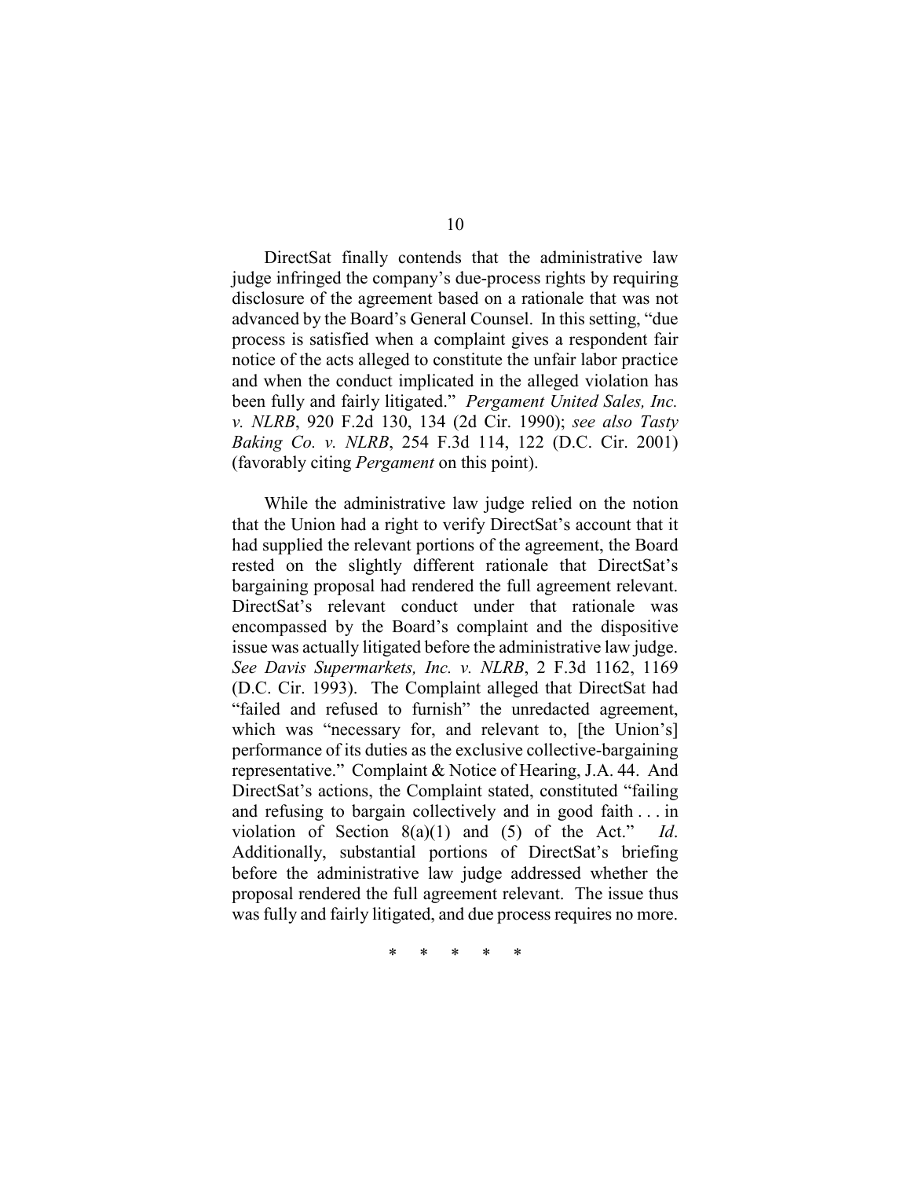DirectSat finally contends that the administrative law judge infringed the company's due-process rights by requiring disclosure of the agreement based on a rationale that was not advanced by the Board's General Counsel. In this setting, "due process is satisfied when a complaint gives a respondent fair notice of the acts alleged to constitute the unfair labor practice and when the conduct implicated in the alleged violation has been fully and fairly litigated." *Pergament United Sales, Inc. v. NLRB*, 920 F.2d 130, 134 (2d Cir. 1990); *see also Tasty Baking Co. v. NLRB*, 254 F.3d 114, 122 (D.C. Cir. 2001) (favorably citing *Pergament* on this point).

While the administrative law judge relied on the notion that the Union had a right to verify DirectSat's account that it had supplied the relevant portions of the agreement, the Board rested on the slightly different rationale that DirectSat's bargaining proposal had rendered the full agreement relevant. DirectSat's relevant conduct under that rationale was encompassed by the Board's complaint and the dispositive issue was actually litigated before the administrative law judge. *See Davis Supermarkets, Inc. v. NLRB*, 2 F.3d 1162, 1169 (D.C. Cir. 1993). The Complaint alleged that DirectSat had "failed and refused to furnish" the unredacted agreement, which was "necessary for, and relevant to, [the Union's] performance of its duties as the exclusive collective-bargaining representative." Complaint & Notice of Hearing, J.A. 44. And DirectSat's actions, the Complaint stated, constituted "failing and refusing to bargain collectively and in good faith . . . in violation of Section 8(a)(1) and (5) of the Act." *Id*. Additionally, substantial portions of DirectSat's briefing before the administrative law judge addressed whether the proposal rendered the full agreement relevant. The issue thus was fully and fairly litigated, and due process requires no more.

\* \* \* \* \*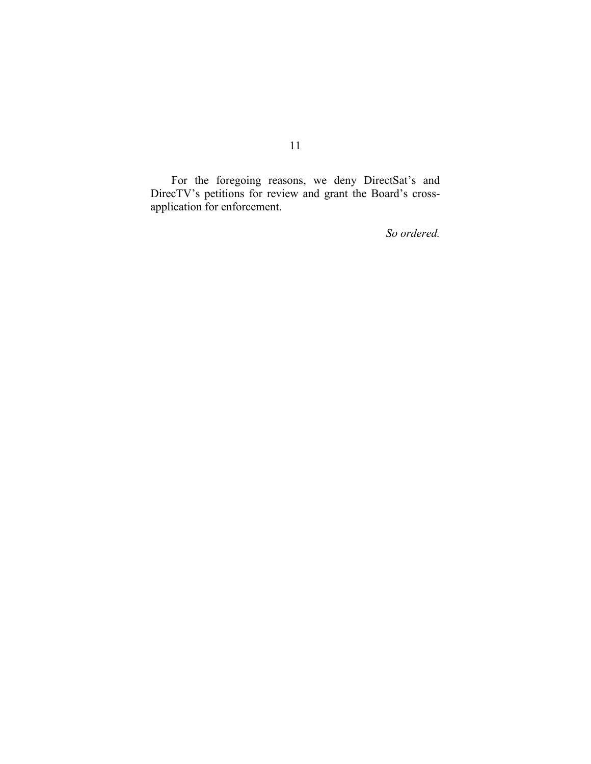For the foregoing reasons, we deny DirectSat's and DirecTV's petitions for review and grant the Board's cross-application for enforcement.

*So ordered.*